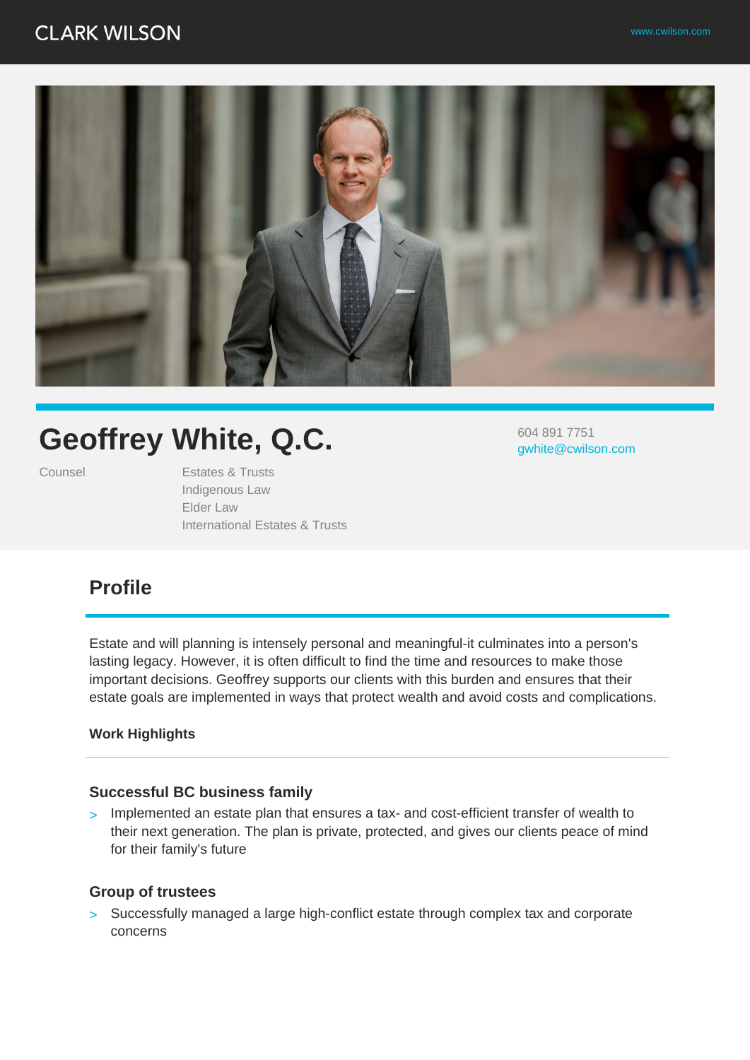CLARK WILSON

www.cwilson.com

# Geoffrey White, Q.C.

Counsel

Estates & Trusts
Indigenous Law
Elder Law
International Estates & Trusts

604 891 7751
gwhite@cwilson.com

## Profile

Estate and will planning is intensely personal and meaningful-it culminates into a person's lasting legacy. However, it is often difficult to find the time and resources to make those important decisions. Geoffrey supports our clients with this burden and ensures that their estate goals are implemented in ways that protect wealth and avoid costs and complications.

**Work Highlights**

### Successful BC business family

- Implemented an estate plan that ensures a tax- and cost-efficient transfer of wealth to their next generation. The plan is private, protected, and gives our clients peace of mind for their family's future

### Group of trustees

- Successfully managed a large high-conflict estate through complex tax and corporate concerns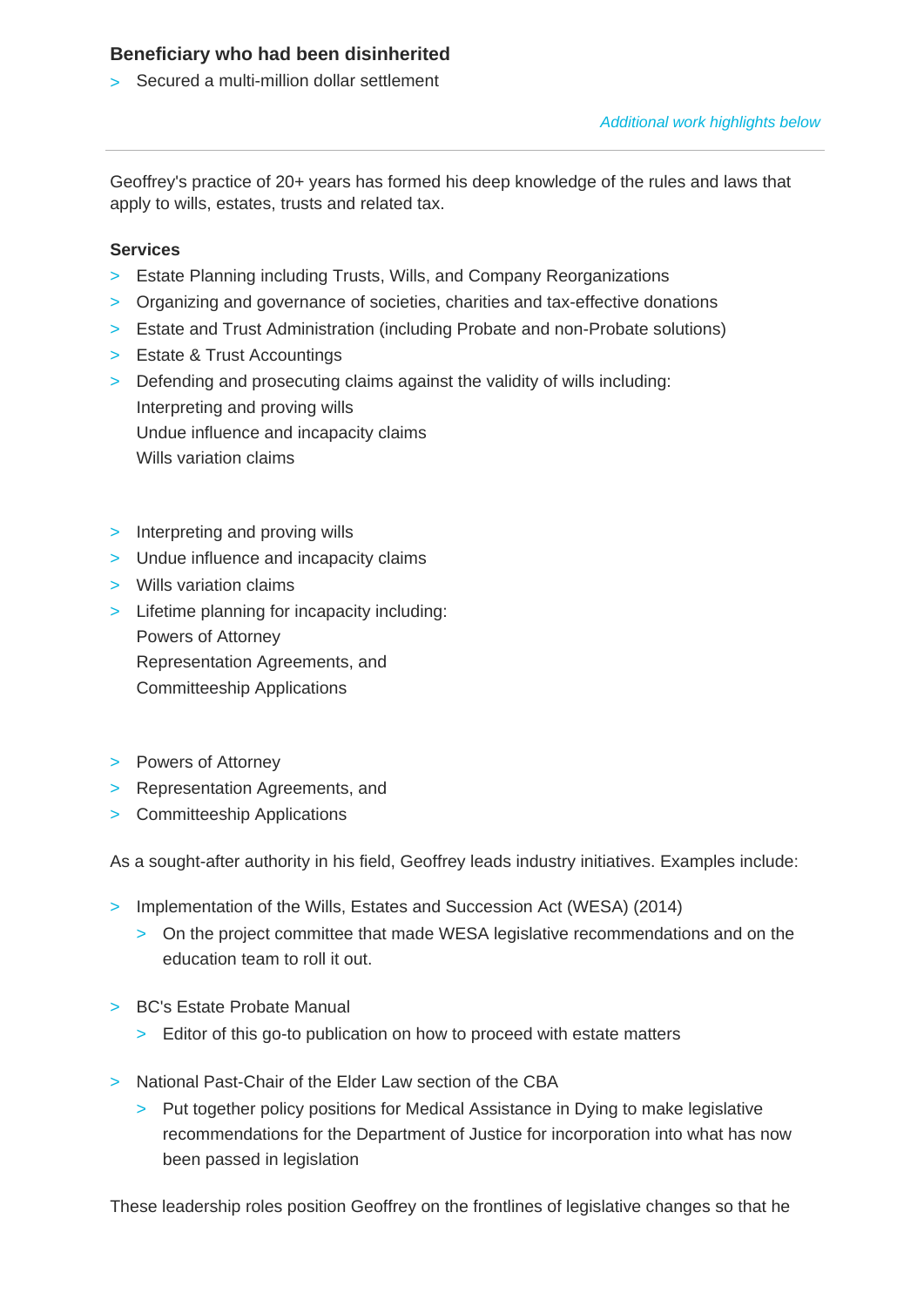**Beneficiary who had been disinherited**

- Secured a multi-million dollar settlement

*Additional work highlights below*

---

Geoffrey's practice of 20+ years has formed his deep knowledge of the rules and laws that apply to wills, estates, trusts and related tax.

**Services**

- Estate Planning including Trusts, Wills, and Company Reorganizations
- Organizing and governance of societies, charities and tax-effective donations
- Estate and Trust Administration (including Probate and non-Probate solutions)
- Estate & Trust Accountings
- Defending and prosecuting claims against the validity of wills including:
  Interpreting and proving wills
  Undue influence and incapacity claims
  Wills variation claims

- Interpreting and proving wills
- Undue influence and incapacity claims
- Wills variation claims
- Lifetime planning for incapacity including:
  Powers of Attorney
  Representation Agreements, and
  Committeeship Applications

- Powers of Attorney
- Representation Agreements, and
- Committeeship Applications

As a sought-after authority in his field, Geoffrey leads industry initiatives. Examples include:

- Implementation of the Wills, Estates and Succession Act (WESA) (2014)
  - On the project committee that made WESA legislative recommendations and on the education team to roll it out.

- BC's Estate Probate Manual
  - Editor of this go-to publication on how to proceed with estate matters

- National Past-Chair of the Elder Law section of the CBA
  - Put together policy positions for Medical Assistance in Dying to make legislative recommendations for the Department of Justice for incorporation into what has now been passed in legislation

These leadership roles position Geoffrey on the frontlines of legislative changes so that he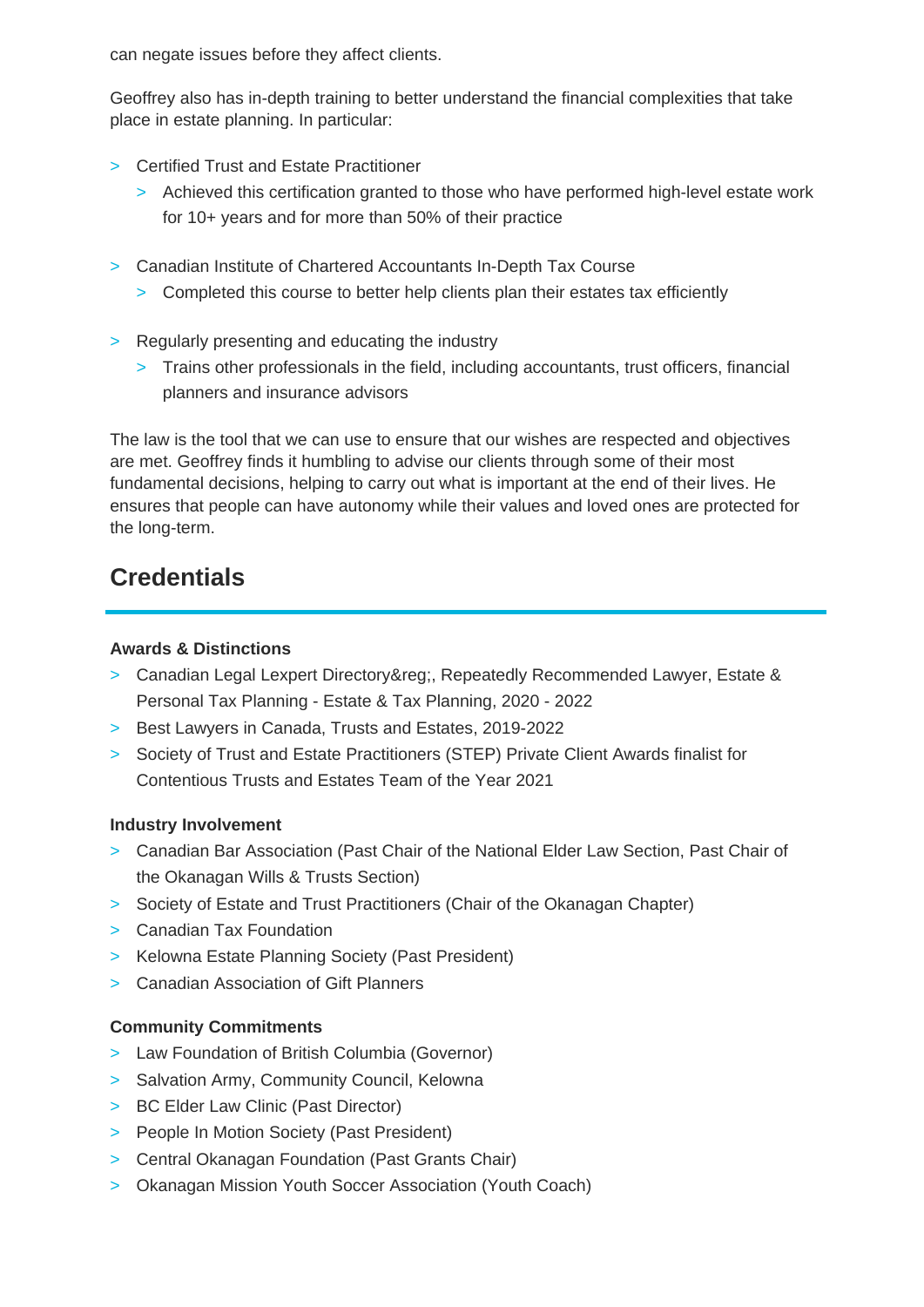can negate issues before they affect clients.

Geoffrey also has in-depth training to better understand the financial complexities that take place in estate planning. In particular:

- Certified Trust and Estate Practitioner
  - Achieved this certification granted to those who have performed high-level estate work for 10+ years and for more than 50% of their practice
- Canadian Institute of Chartered Accountants In-Depth Tax Course
  - Completed this course to better help clients plan their estates tax efficiently
- Regularly presenting and educating the industry
  - Trains other professionals in the field, including accountants, trust officers, financial planners and insurance advisors

The law is the tool that we can use to ensure that our wishes are respected and objectives are met. Geoffrey finds it humbling to advise our clients through some of their most fundamental decisions, helping to carry out what is important at the end of their lives. He ensures that people can have autonomy while their values and loved ones are protected for the long-term.

## Credentials

**Awards & Distinctions**

- Canadian Legal Lexpert Directory&reg;, Repeatedly Recommended Lawyer, Estate & Personal Tax Planning - Estate & Tax Planning, 2020 - 2022
- Best Lawyers in Canada, Trusts and Estates, 2019-2022
- Society of Trust and Estate Practitioners (STEP) Private Client Awards finalist for Contentious Trusts and Estates Team of the Year 2021

**Industry Involvement**

- Canadian Bar Association (Past Chair of the National Elder Law Section, Past Chair of the Okanagan Wills & Trusts Section)
- Society of Estate and Trust Practitioners (Chair of the Okanagan Chapter)
- Canadian Tax Foundation
- Kelowna Estate Planning Society (Past President)
- Canadian Association of Gift Planners

**Community Commitments**

- Law Foundation of British Columbia (Governor)
- Salvation Army, Community Council, Kelowna
- BC Elder Law Clinic (Past Director)
- People In Motion Society (Past President)
- Central Okanagan Foundation (Past Grants Chair)
- Okanagan Mission Youth Soccer Association (Youth Coach)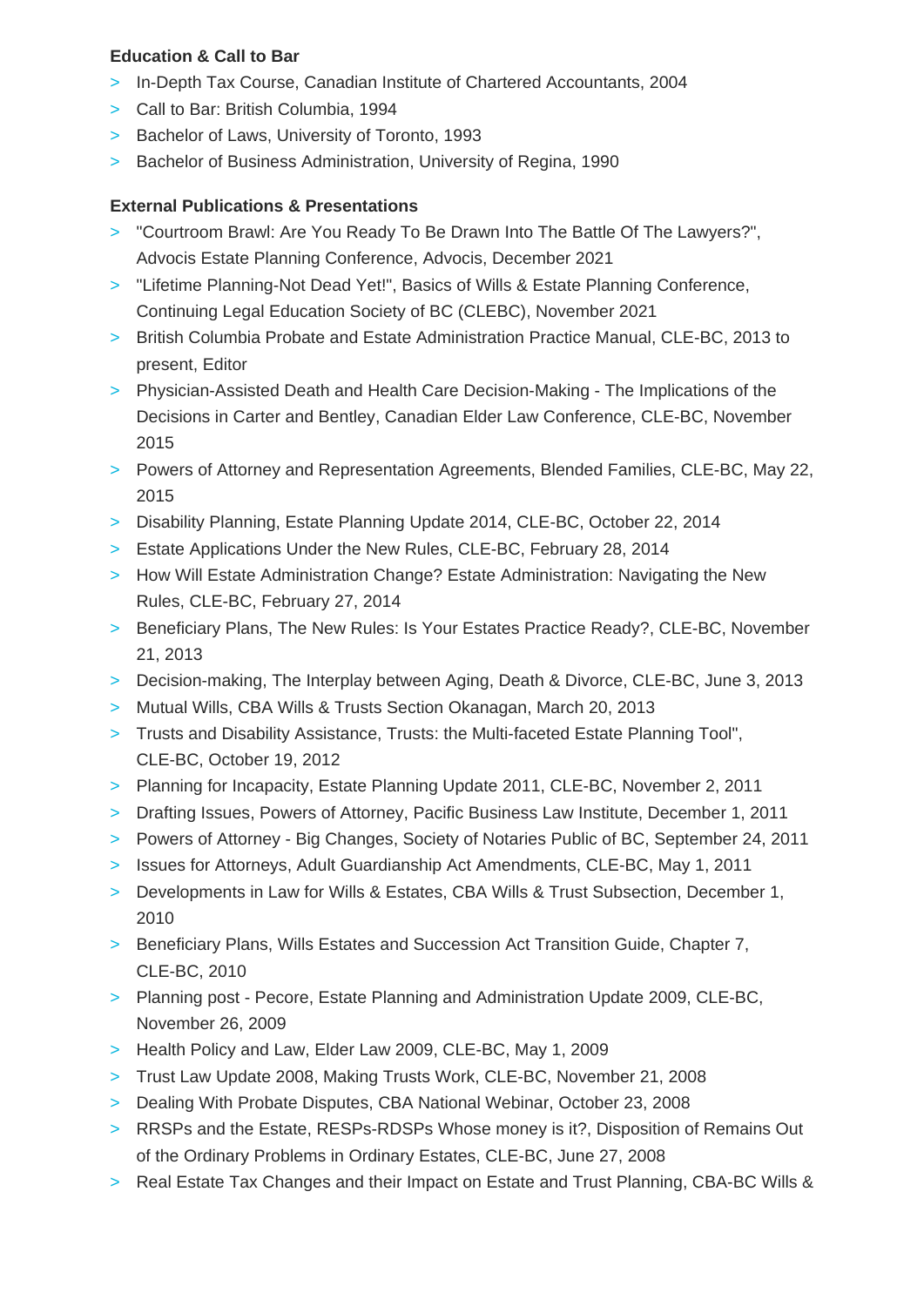**Education & Call to Bar**

- In-Depth Tax Course, Canadian Institute of Chartered Accountants, 2004
- Call to Bar: British Columbia, 1994
- Bachelor of Laws, University of Toronto, 1993
- Bachelor of Business Administration, University of Regina, 1990

**External Publications & Presentations**

- "Courtroom Brawl: Are You Ready To Be Drawn Into The Battle Of The Lawyers?", Advocis Estate Planning Conference, Advocis, December 2021
- "Lifetime Planning-Not Dead Yet!", Basics of Wills & Estate Planning Conference, Continuing Legal Education Society of BC (CLEBC), November 2021
- British Columbia Probate and Estate Administration Practice Manual, CLE-BC, 2013 to present, Editor
- Physician-Assisted Death and Health Care Decision-Making - The Implications of the Decisions in Carter and Bentley, Canadian Elder Law Conference, CLE-BC, November 2015
- Powers of Attorney and Representation Agreements, Blended Families, CLE-BC, May 22, 2015
- Disability Planning, Estate Planning Update 2014, CLE-BC, October 22, 2014
- Estate Applications Under the New Rules, CLE-BC, February 28, 2014
- How Will Estate Administration Change? Estate Administration: Navigating the New Rules, CLE-BC, February 27, 2014
- Beneficiary Plans, The New Rules: Is Your Estates Practice Ready?, CLE-BC, November 21, 2013
- Decision-making, The Interplay between Aging, Death & Divorce, CLE-BC, June 3, 2013
- Mutual Wills, CBA Wills & Trusts Section Okanagan, March 20, 2013
- Trusts and Disability Assistance, Trusts: the Multi-faceted Estate Planning Tool", CLE-BC, October 19, 2012
- Planning for Incapacity, Estate Planning Update 2011, CLE-BC, November 2, 2011
- Drafting Issues, Powers of Attorney, Pacific Business Law Institute, December 1, 2011
- Powers of Attorney - Big Changes, Society of Notaries Public of BC, September 24, 2011
- Issues for Attorneys, Adult Guardianship Act Amendments, CLE-BC, May 1, 2011
- Developments in Law for Wills & Estates, CBA Wills & Trust Subsection, December 1, 2010
- Beneficiary Plans, Wills Estates and Succession Act Transition Guide, Chapter 7, CLE-BC, 2010
- Planning post - Pecore, Estate Planning and Administration Update 2009, CLE-BC, November 26, 2009
- Health Policy and Law, Elder Law 2009, CLE-BC, May 1, 2009
- Trust Law Update 2008, Making Trusts Work, CLE-BC, November 21, 2008
- Dealing With Probate Disputes, CBA National Webinar, October 23, 2008
- RRSPs and the Estate, RESPs-RDSPs Whose money is it?, Disposition of Remains Out of the Ordinary Problems in Ordinary Estates, CLE-BC, June 27, 2008
- Real Estate Tax Changes and their Impact on Estate and Trust Planning, CBA-BC Wills &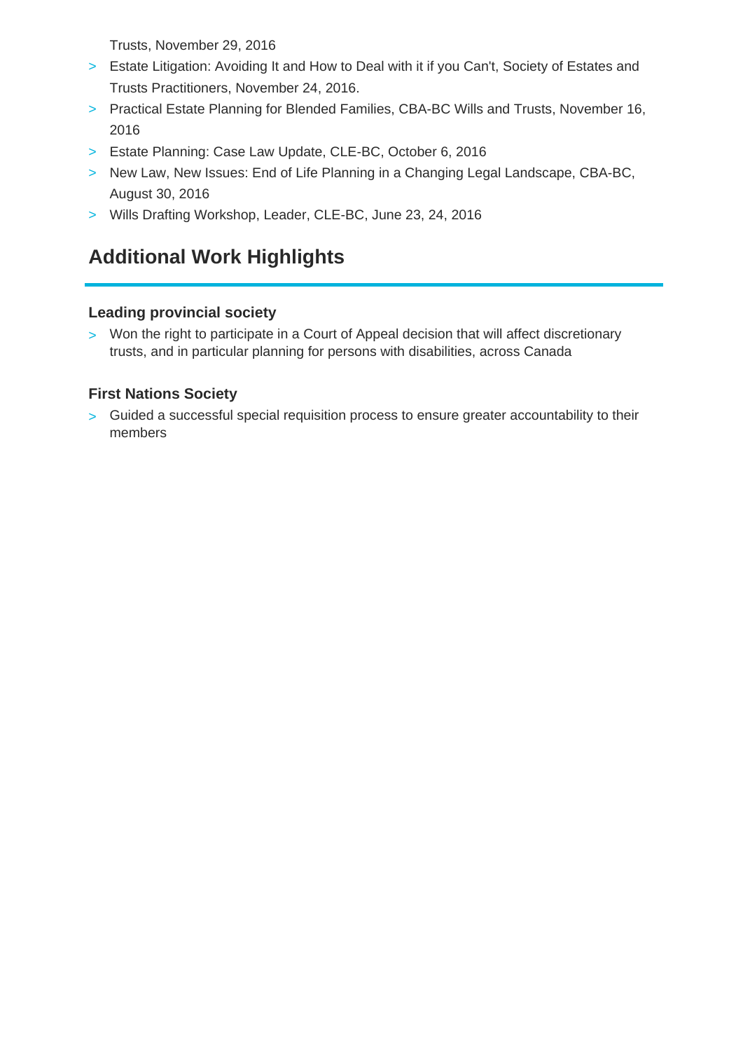Trusts, November 29, 2016

- Estate Litigation: Avoiding It and How to Deal with it if you Can't, Society of Estates and Trusts Practitioners, November 24, 2016.
- Practical Estate Planning for Blended Families, CBA-BC Wills and Trusts, November 16, 2016
- Estate Planning: Case Law Update, CLE-BC, October 6, 2016
- New Law, New Issues: End of Life Planning in a Changing Legal Landscape, CBA-BC, August 30, 2016
- Wills Drafting Workshop, Leader, CLE-BC, June 23, 24, 2016

## Additional Work Highlights

### Leading provincial society

- Won the right to participate in a Court of Appeal decision that will affect discretionary trusts, and in particular planning for persons with disabilities, across Canada

### First Nations Society

- Guided a successful special requisition process to ensure greater accountability to their members